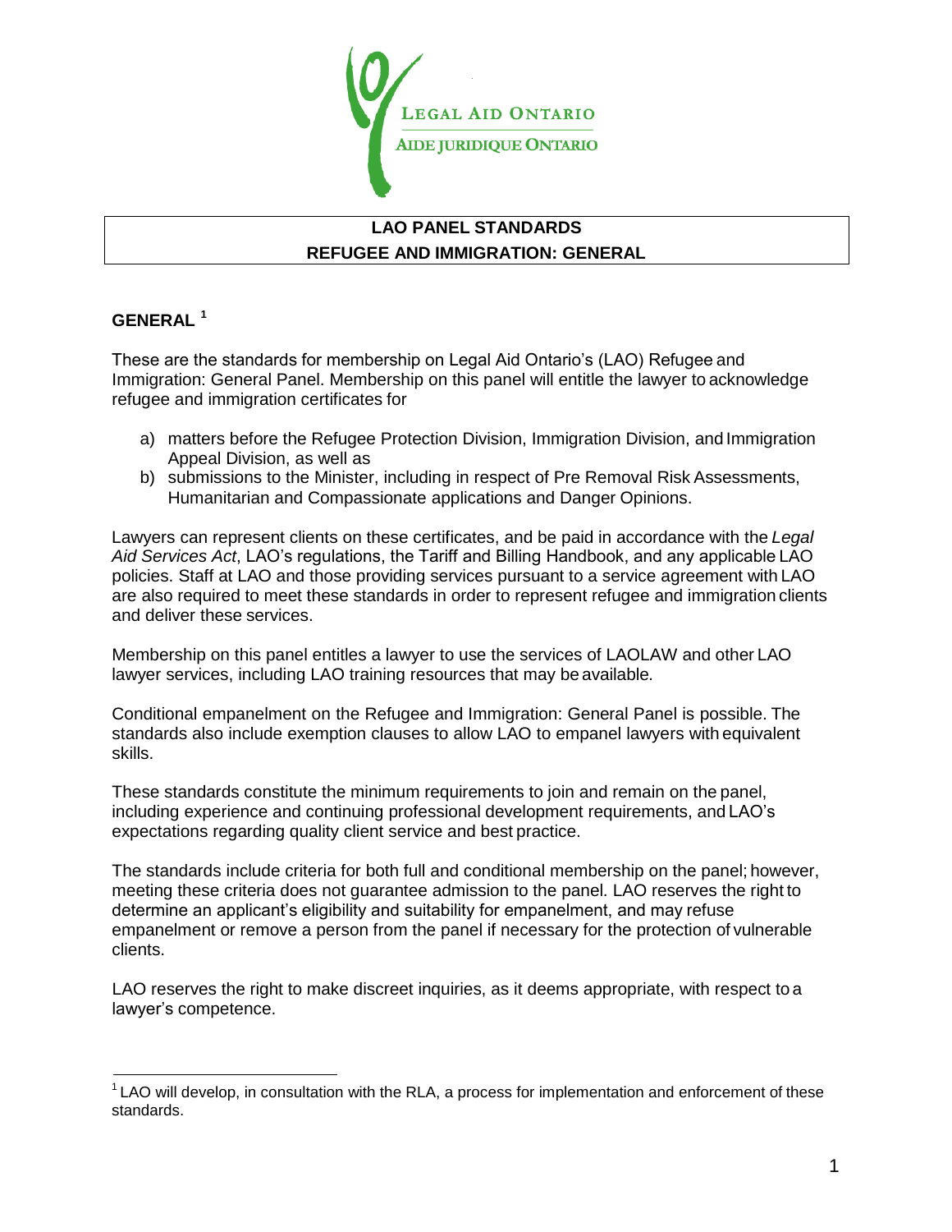LEGAL AID ONTARIO
AIDE JURIDIQUE ONTARIO

# LAO PANEL STANDARDS
# REFUGEE AND IMMIGRATION: GENERAL

## GENERAL [1]

These are the standards for membership on Legal Aid Ontario's (LAO) Refugee and Immigration: General Panel. Membership on this panel will entitle the lawyer to acknowledge refugee and immigration certificates for

a) matters before the Refugee Protection Division, Immigration Division, and Immigration Appeal Division, as well as
b) submissions to the Minister, including in respect of Pre Removal Risk Assessments, Humanitarian and Compassionate applications and Danger Opinions.

Lawyers can represent clients on these certificates, and be paid in accordance with the *Legal Aid Services Act*, LAO's regulations, the Tariff and Billing Handbook, and any applicable LAO policies. Staff at LAO and those providing services pursuant to a service agreement with LAO are also required to meet these standards in order to represent refugee and immigration clients and deliver these services.

Membership on this panel entitles a lawyer to use the services of LAOLAW and other LAO lawyer services, including LAO training resources that may be available.

Conditional empanelment on the Refugee and Immigration: General Panel is possible. The standards also include exemption clauses to allow LAO to empanel lawyers with equivalent skills.

These standards constitute the minimum requirements to join and remain on the panel, including experience and continuing professional development requirements, and LAO's expectations regarding quality client service and best practice.

The standards include criteria for both full and conditional membership on the panel; however, meeting these criteria does not guarantee admission to the panel. LAO reserves the right to determine an applicant's eligibility and suitability for empanelment, and may refuse empanelment or remove a person from the panel if necessary for the protection of vulnerable clients.

LAO reserves the right to make discreet inquiries, as it deems appropriate, with respect to a lawyer's competence.

[1] LAO will develop, in consultation with the RLA, a process for implementation and enforcement of these standards.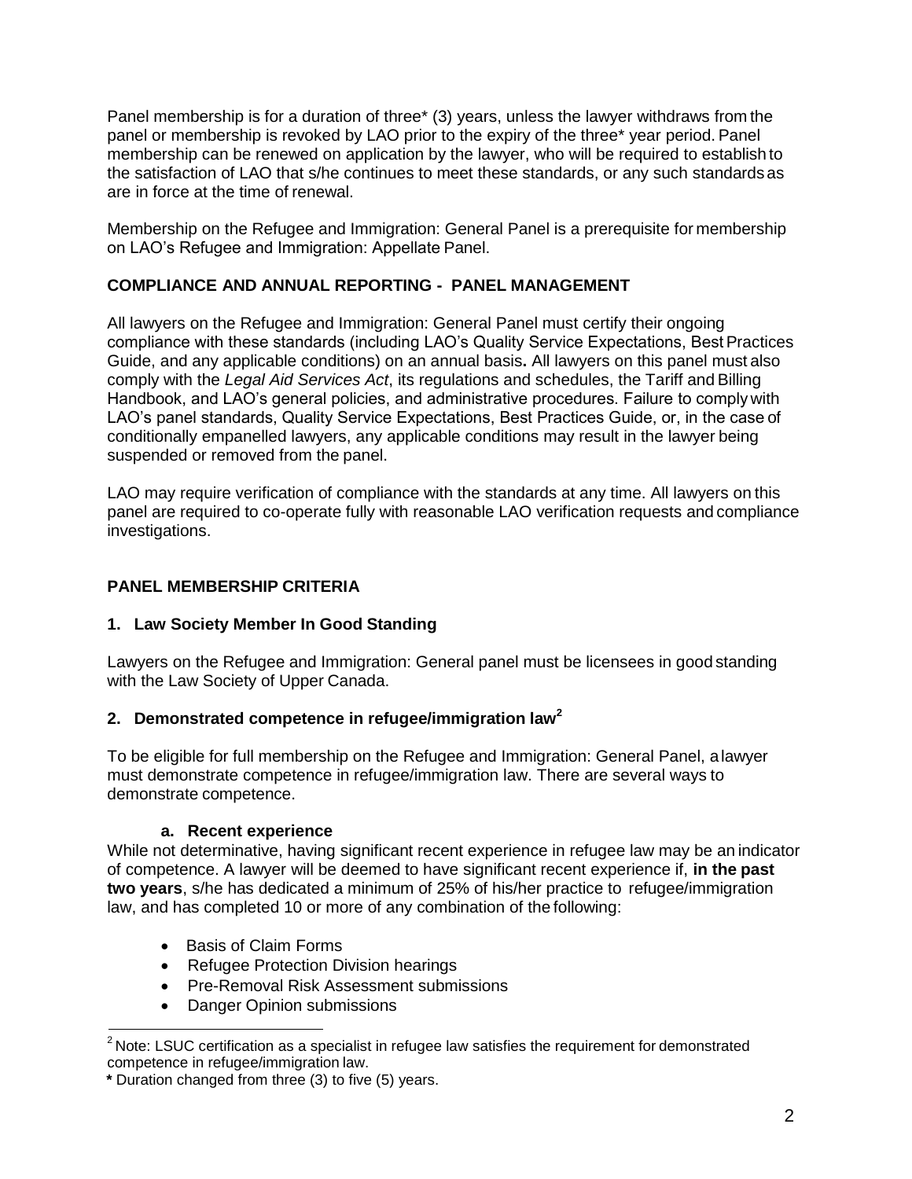Panel membership is for a duration of three* (3) years, unless the lawyer withdraws from the panel or membership is revoked by LAO prior to the expiry of the three* year period. Panel membership can be renewed on application by the lawyer, who will be required to establish to the satisfaction of LAO that s/he continues to meet these standards, or any such standards as are in force at the time of renewal.

Membership on the Refugee and Immigration: General Panel is a prerequisite for membership on LAO's Refugee and Immigration: Appellate Panel.

## COMPLIANCE AND ANNUAL REPORTING - PANEL MANAGEMENT

All lawyers on the Refugee and Immigration: General Panel must certify their ongoing compliance with these standards (including LAO's Quality Service Expectations, Best Practices Guide, and any applicable conditions) on an annual basis**.** All lawyers on this panel must also comply with the *Legal Aid Services Act*, its regulations and schedules, the Tariff and Billing Handbook, and LAO's general policies, and administrative procedures. Failure to comply with LAO's panel standards, Quality Service Expectations, Best Practices Guide, or, in the case of conditionally empanelled lawyers, any applicable conditions may result in the lawyer being suspended or removed from the panel.

LAO may require verification of compliance with the standards at any time. All lawyers on this panel are required to co-operate fully with reasonable LAO verification requests and compliance investigations.

## PANEL MEMBERSHIP CRITERIA

### 1. Law Society Member In Good Standing

Lawyers on the Refugee and Immigration: General panel must be licensees in good standing with the Law Society of Upper Canada.

### 2. Demonstrated competence in refugee/immigration law[2]

To be eligible for full membership on the Refugee and Immigration: General Panel, a lawyer must demonstrate competence in refugee/immigration law. There are several ways to demonstrate competence.

#### a. Recent experience

While not determinative, having significant recent experience in refugee law may be an indicator of competence. A lawyer will be deemed to have significant recent experience if, **in the past two years**, s/he has dedicated a minimum of 25% of his/her practice to refugee/immigration law, and has completed 10 or more of any combination of the following:

- Basis of Claim Forms
- Refugee Protection Division hearings
- Pre-Removal Risk Assessment submissions
- Danger Opinion submissions

---

[2] Note: LSUC certification as a specialist in refugee law satisfies the requirement for demonstrated competence in refugee/immigration law.

**\*** Duration changed from three (3) to five (5) years.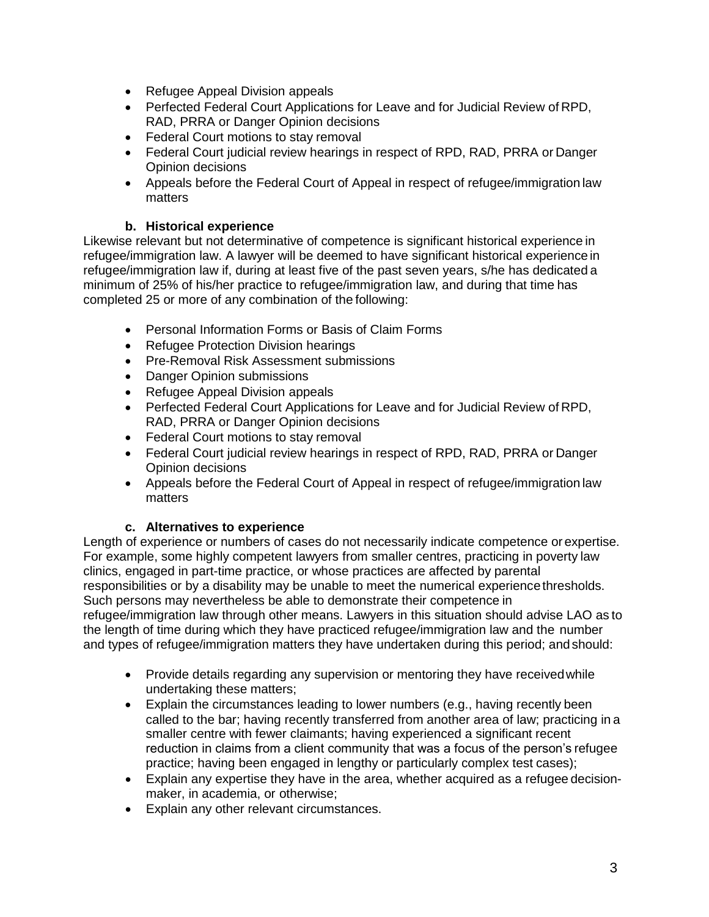- Refugee Appeal Division appeals
- Perfected Federal Court Applications for Leave and for Judicial Review of RPD, RAD, PRRA or Danger Opinion decisions
- Federal Court motions to stay removal
- Federal Court judicial review hearings in respect of RPD, RAD, PRRA or Danger Opinion decisions
- Appeals before the Federal Court of Appeal in respect of refugee/immigration law matters

### b. Historical experience

Likewise relevant but not determinative of competence is significant historical experience in refugee/immigration law. A lawyer will be deemed to have significant historical experience in refugee/immigration law if, during at least five of the past seven years, s/he has dedicated a minimum of 25% of his/her practice to refugee/immigration law, and during that time has completed 25 or more of any combination of the following:

- Personal Information Forms or Basis of Claim Forms
- Refugee Protection Division hearings
- Pre-Removal Risk Assessment submissions
- Danger Opinion submissions
- Refugee Appeal Division appeals
- Perfected Federal Court Applications for Leave and for Judicial Review of RPD, RAD, PRRA or Danger Opinion decisions
- Federal Court motions to stay removal
- Federal Court judicial review hearings in respect of RPD, RAD, PRRA or Danger Opinion decisions
- Appeals before the Federal Court of Appeal in respect of refugee/immigration law matters

### c. Alternatives to experience

Length of experience or numbers of cases do not necessarily indicate competence or expertise. For example, some highly competent lawyers from smaller centres, practicing in poverty law clinics, engaged in part-time practice, or whose practices are affected by parental responsibilities or by a disability may be unable to meet the numerical experience thresholds. Such persons may nevertheless be able to demonstrate their competence in refugee/immigration law through other means. Lawyers in this situation should advise LAO as to the length of time during which they have practiced refugee/immigration law and the number and types of refugee/immigration matters they have undertaken during this period; and should:

- Provide details regarding any supervision or mentoring they have received while undertaking these matters;
- Explain the circumstances leading to lower numbers (e.g., having recently been called to the bar; having recently transferred from another area of law; practicing in a smaller centre with fewer claimants; having experienced a significant recent reduction in claims from a client community that was a focus of the person's refugee practice; having been engaged in lengthy or particularly complex test cases);
- Explain any expertise they have in the area, whether acquired as a refugee decision-maker, in academia, or otherwise;
- Explain any other relevant circumstances.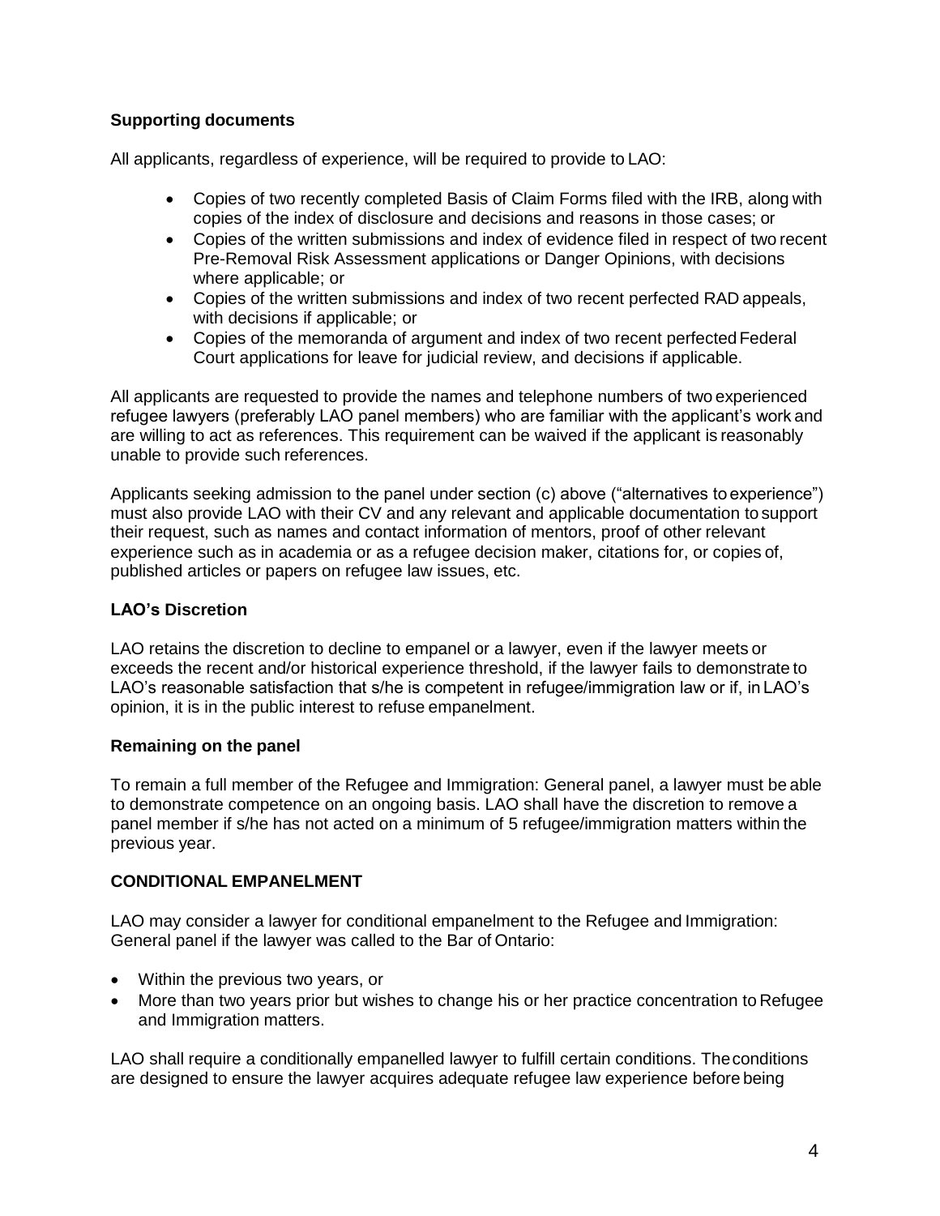**Supporting documents**

All applicants, regardless of experience, will be required to provide to LAO:

- Copies of two recently completed Basis of Claim Forms filed with the IRB, along with copies of the index of disclosure and decisions and reasons in those cases; or
- Copies of the written submissions and index of evidence filed in respect of two recent Pre-Removal Risk Assessment applications or Danger Opinions, with decisions where applicable; or
- Copies of the written submissions and index of two recent perfected RAD appeals, with decisions if applicable; or
- Copies of the memoranda of argument and index of two recent perfected Federal Court applications for leave for judicial review, and decisions if applicable.

All applicants are requested to provide the names and telephone numbers of two experienced refugee lawyers (preferably LAO panel members) who are familiar with the applicant's work and are willing to act as references. This requirement can be waived if the applicant is reasonably unable to provide such references.

Applicants seeking admission to the panel under section (c) above ("alternatives to experience") must also provide LAO with their CV and any relevant and applicable documentation to support their request, such as names and contact information of mentors, proof of other relevant experience such as in academia or as a refugee decision maker, citations for, or copies of, published articles or papers on refugee law issues, etc.

**LAO's Discretion**

LAO retains the discretion to decline to empanel or a lawyer, even if the lawyer meets or exceeds the recent and/or historical experience threshold, if the lawyer fails to demonstrate to LAO's reasonable satisfaction that s/he is competent in refugee/immigration law or if, in LAO's opinion, it is in the public interest to refuse empanelment.

**Remaining on the panel**

To remain a full member of the Refugee and Immigration: General panel, a lawyer must be able to demonstrate competence on an ongoing basis. LAO shall have the discretion to remove a panel member if s/he has not acted on a minimum of 5 refugee/immigration matters within the previous year.

**CONDITIONAL EMPANELMENT**

LAO may consider a lawyer for conditional empanelment to the Refugee and Immigration: General panel if the lawyer was called to the Bar of Ontario:

- Within the previous two years, or
- More than two years prior but wishes to change his or her practice concentration to Refugee and Immigration matters.

LAO shall require a conditionally empanelled lawyer to fulfill certain conditions. The conditions are designed to ensure the lawyer acquires adequate refugee law experience before being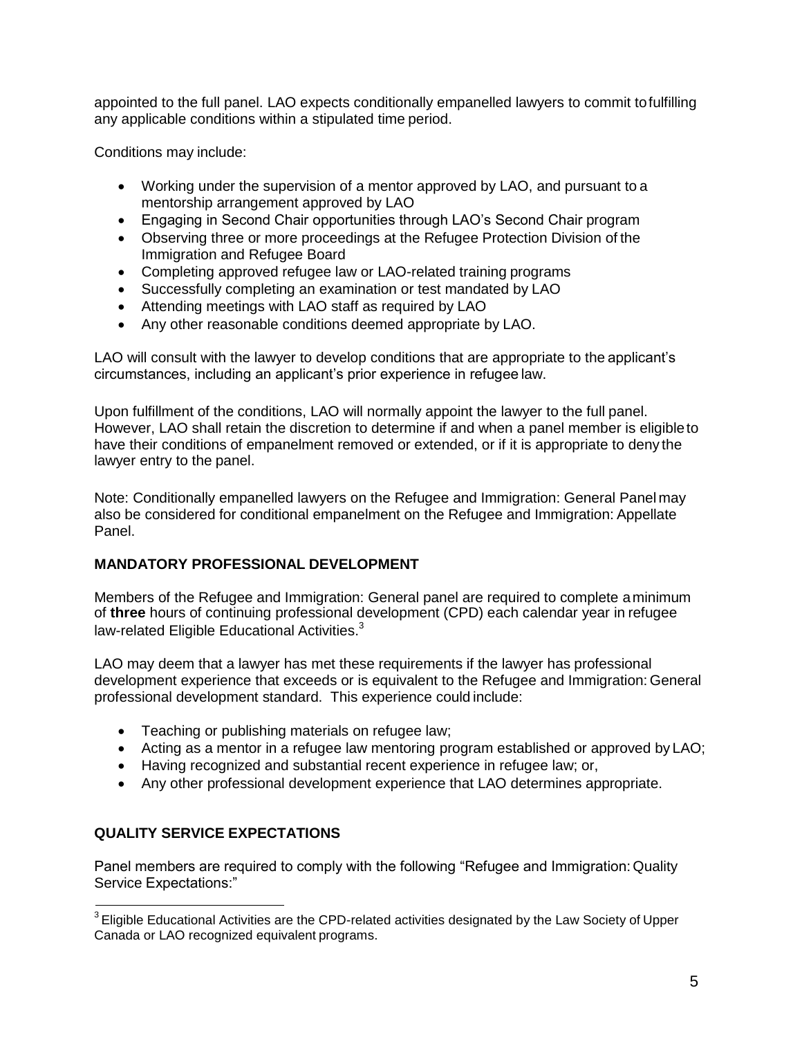appointed to the full panel. LAO expects conditionally empanelled lawyers to commit to fulfilling any applicable conditions within a stipulated time period.

Conditions may include:

- Working under the supervision of a mentor approved by LAO, and pursuant to a mentorship arrangement approved by LAO
- Engaging in Second Chair opportunities through LAO's Second Chair program
- Observing three or more proceedings at the Refugee Protection Division of the Immigration and Refugee Board
- Completing approved refugee law or LAO-related training programs
- Successfully completing an examination or test mandated by LAO
- Attending meetings with LAO staff as required by LAO
- Any other reasonable conditions deemed appropriate by LAO.

LAO will consult with the lawyer to develop conditions that are appropriate to the applicant's circumstances, including an applicant's prior experience in refugee law.

Upon fulfillment of the conditions, LAO will normally appoint the lawyer to the full panel. However, LAO shall retain the discretion to determine if and when a panel member is eligible to have their conditions of empanelment removed or extended, or if it is appropriate to deny the lawyer entry to the panel.

Note: Conditionally empanelled lawyers on the Refugee and Immigration: General Panel may also be considered for conditional empanelment on the Refugee and Immigration: Appellate Panel.

## MANDATORY PROFESSIONAL DEVELOPMENT

Members of the Refugee and Immigration: General panel are required to complete a minimum of **three** hours of continuing professional development (CPD) each calendar year in refugee law-related Eligible Educational Activities.[3]

LAO may deem that a lawyer has met these requirements if the lawyer has professional development experience that exceeds or is equivalent to the Refugee and Immigration: General professional development standard. This experience could include:

- Teaching or publishing materials on refugee law;
- Acting as a mentor in a refugee law mentoring program established or approved by LAO;
- Having recognized and substantial recent experience in refugee law; or,
- Any other professional development experience that LAO determines appropriate.

## QUALITY SERVICE EXPECTATIONS

Panel members are required to comply with the following "Refugee and Immigration: Quality Service Expectations:"

[3] Eligible Educational Activities are the CPD-related activities designated by the Law Society of Upper Canada or LAO recognized equivalent programs.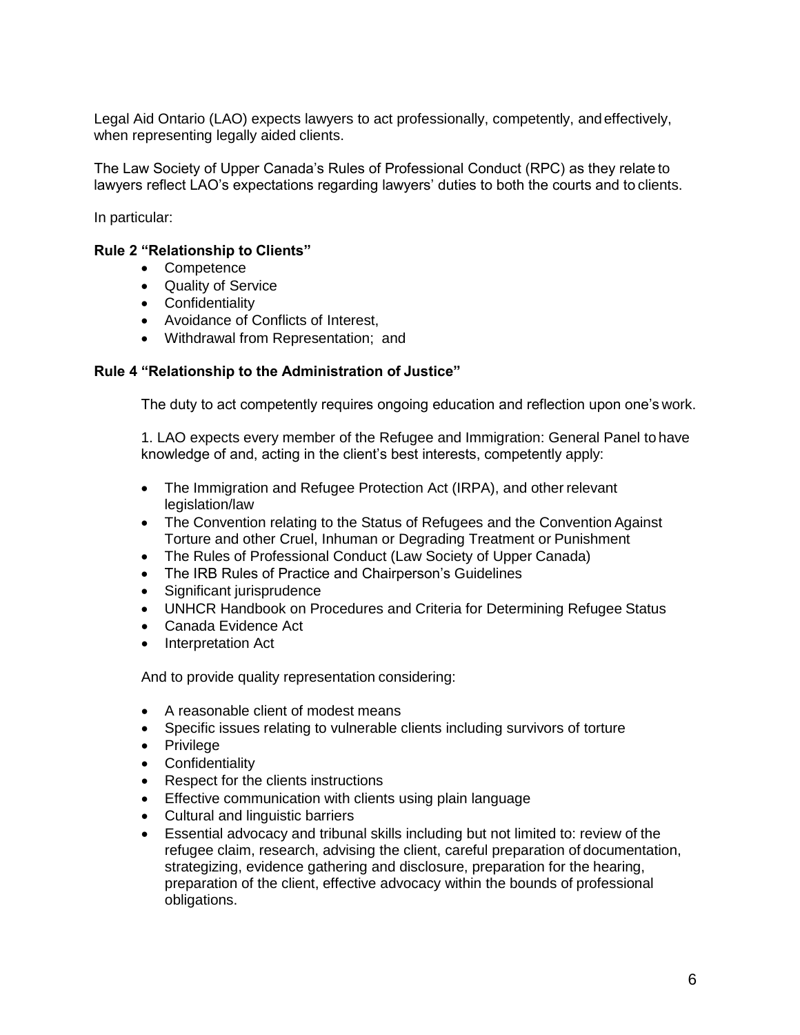Legal Aid Ontario (LAO) expects lawyers to act professionally, competently, and effectively, when representing legally aided clients.

The Law Society of Upper Canada's Rules of Professional Conduct (RPC) as they relate to lawyers reflect LAO's expectations regarding lawyers' duties to both the courts and to clients.

In particular:

**Rule 2 "Relationship to Clients"**

- Competence
- Quality of Service
- Confidentiality
- Avoidance of Conflicts of Interest,
- Withdrawal from Representation; and

**Rule 4 "Relationship to the Administration of Justice"**

The duty to act competently requires ongoing education and reflection upon one's work.

1. LAO expects every member of the Refugee and Immigration: General Panel to have knowledge of and, acting in the client's best interests, competently apply:

- The Immigration and Refugee Protection Act (IRPA), and other relevant legislation/law
- The Convention relating to the Status of Refugees and the Convention Against Torture and other Cruel, Inhuman or Degrading Treatment or Punishment
- The Rules of Professional Conduct (Law Society of Upper Canada)
- The IRB Rules of Practice and Chairperson's Guidelines
- Significant jurisprudence
- UNHCR Handbook on Procedures and Criteria for Determining Refugee Status
- Canada Evidence Act
- Interpretation Act

And to provide quality representation considering:

- A reasonable client of modest means
- Specific issues relating to vulnerable clients including survivors of torture
- Privilege
- Confidentiality
- Respect for the clients instructions
- Effective communication with clients using plain language
- Cultural and linguistic barriers
- Essential advocacy and tribunal skills including but not limited to: review of the refugee claim, research, advising the client, careful preparation of documentation, strategizing, evidence gathering and disclosure, preparation for the hearing, preparation of the client, effective advocacy within the bounds of professional obligations.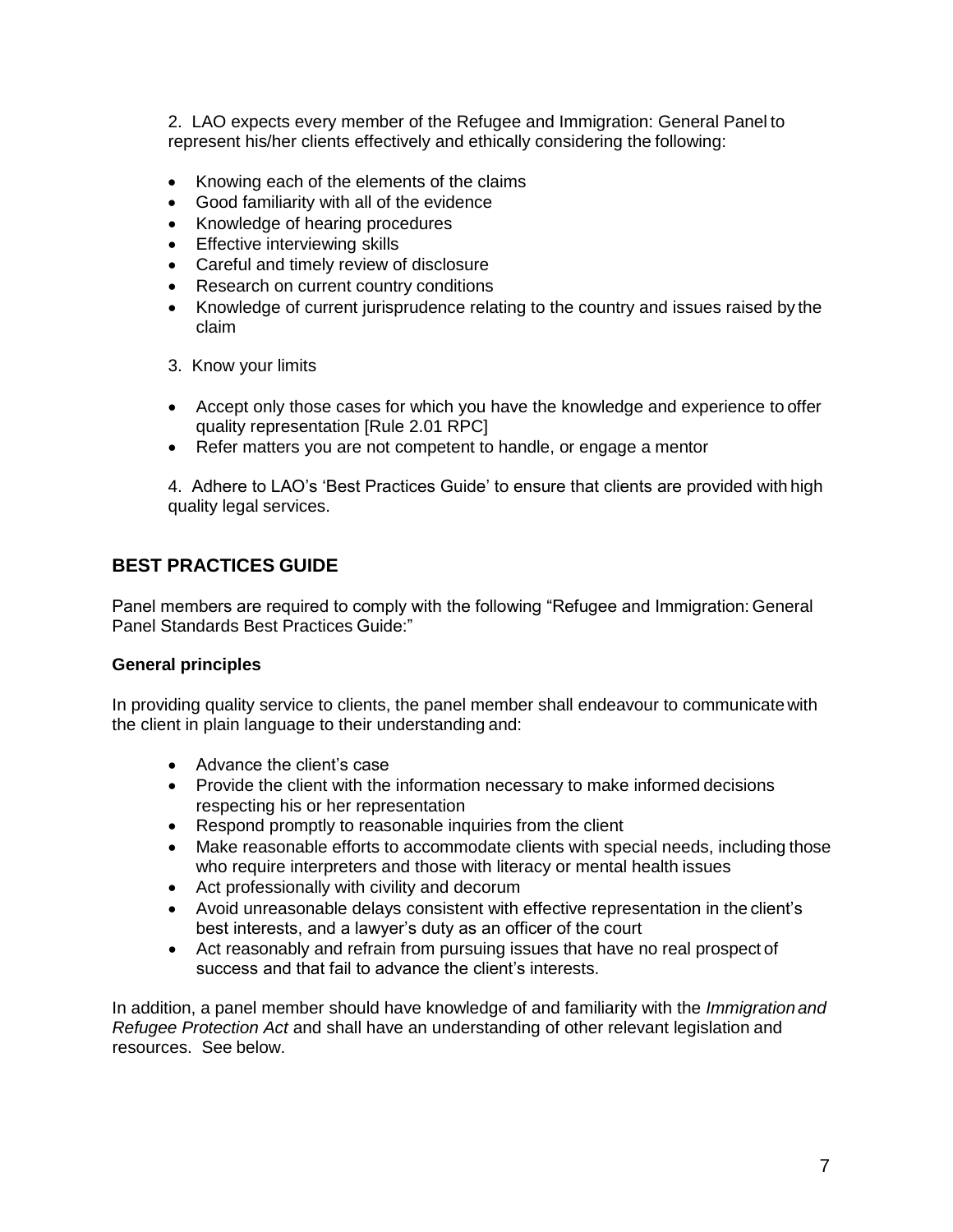2. LAO expects every member of the Refugee and Immigration: General Panel to represent his/her clients effectively and ethically considering the following:

- Knowing each of the elements of the claims
- Good familiarity with all of the evidence
- Knowledge of hearing procedures
- Effective interviewing skills
- Careful and timely review of disclosure
- Research on current country conditions
- Knowledge of current jurisprudence relating to the country and issues raised by the claim

3. Know your limits

- Accept only those cases for which you have the knowledge and experience to offer quality representation [Rule 2.01 RPC]
- Refer matters you are not competent to handle, or engage a mentor

4. Adhere to LAO's 'Best Practices Guide' to ensure that clients are provided with high quality legal services.

## BEST PRACTICES GUIDE

Panel members are required to comply with the following "Refugee and Immigration: General Panel Standards Best Practices Guide:"

**General principles**

In providing quality service to clients, the panel member shall endeavour to communicate with the client in plain language to their understanding and:

- Advance the client's case
- Provide the client with the information necessary to make informed decisions respecting his or her representation
- Respond promptly to reasonable inquiries from the client
- Make reasonable efforts to accommodate clients with special needs, including those who require interpreters and those with literacy or mental health issues
- Act professionally with civility and decorum
- Avoid unreasonable delays consistent with effective representation in the client's best interests, and a lawyer's duty as an officer of the court
- Act reasonably and refrain from pursuing issues that have no real prospect of success and that fail to advance the client's interests.

In addition, a panel member should have knowledge of and familiarity with the *Immigration and Refugee Protection Act* and shall have an understanding of other relevant legislation and resources. See below.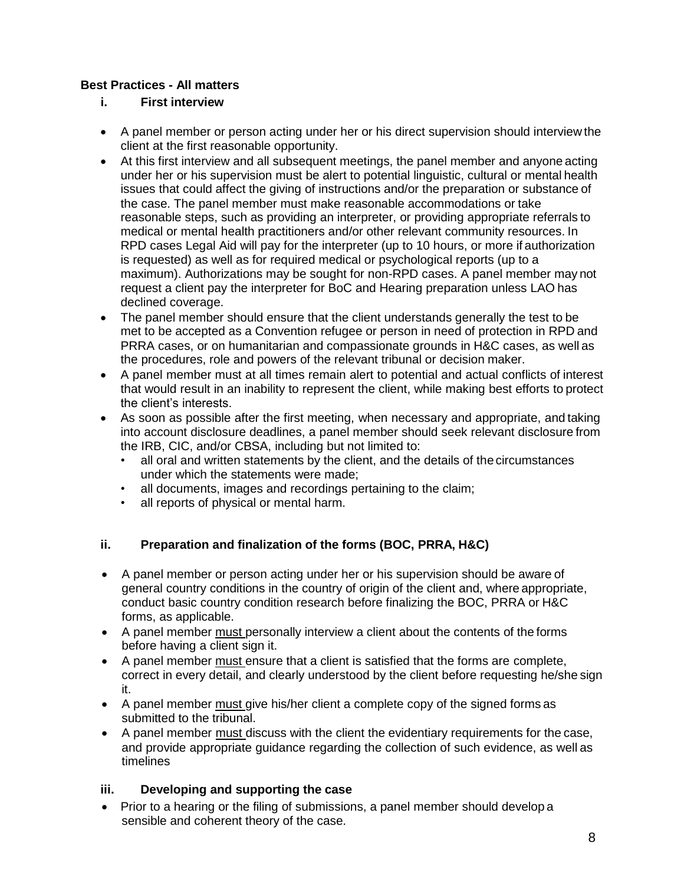**Best Practices - All matters**

**i. First interview**

- A panel member or person acting under her or his direct supervision should interview the client at the first reasonable opportunity.
- At this first interview and all subsequent meetings, the panel member and anyone acting under her or his supervision must be alert to potential linguistic, cultural or mental health issues that could affect the giving of instructions and/or the preparation or substance of the case. The panel member must make reasonable accommodations or take reasonable steps, such as providing an interpreter, or providing appropriate referrals to medical or mental health practitioners and/or other relevant community resources. In RPD cases Legal Aid will pay for the interpreter (up to 10 hours, or more if authorization is requested) as well as for required medical or psychological reports (up to a maximum). Authorizations may be sought for non-RPD cases. A panel member may not request a client pay the interpreter for BoC and Hearing preparation unless LAO has declined coverage.
- The panel member should ensure that the client understands generally the test to be met to be accepted as a Convention refugee or person in need of protection in RPD and PRRA cases, or on humanitarian and compassionate grounds in H&C cases, as well as the procedures, role and powers of the relevant tribunal or decision maker.
- A panel member must at all times remain alert to potential and actual conflicts of interest that would result in an inability to represent the client, while making best efforts to protect the client's interests.
- As soon as possible after the first meeting, when necessary and appropriate, and taking into account disclosure deadlines, a panel member should seek relevant disclosure from the IRB, CIC, and/or CBSA, including but not limited to:
  - all oral and written statements by the client, and the details of the circumstances under which the statements were made;
  - all documents, images and recordings pertaining to the claim;
  - all reports of physical or mental harm.

**ii. Preparation and finalization of the forms (BOC, PRRA, H&C)**

- A panel member or person acting under her or his supervision should be aware of general country conditions in the country of origin of the client and, where appropriate, conduct basic country condition research before finalizing the BOC, PRRA or H&C forms, as applicable.
- A panel member <u>must</u> personally interview a client about the contents of the forms before having a client sign it.
- A panel member <u>must</u> ensure that a client is satisfied that the forms are complete, correct in every detail, and clearly understood by the client before requesting he/she sign it.
- A panel member <u>must</u> give his/her client a complete copy of the signed forms as submitted to the tribunal.
- A panel member <u>must</u> discuss with the client the evidentiary requirements for the case, and provide appropriate guidance regarding the collection of such evidence, as well as timelines

**iii. Developing and supporting the case**

- Prior to a hearing or the filing of submissions, a panel member should develop a sensible and coherent theory of the case.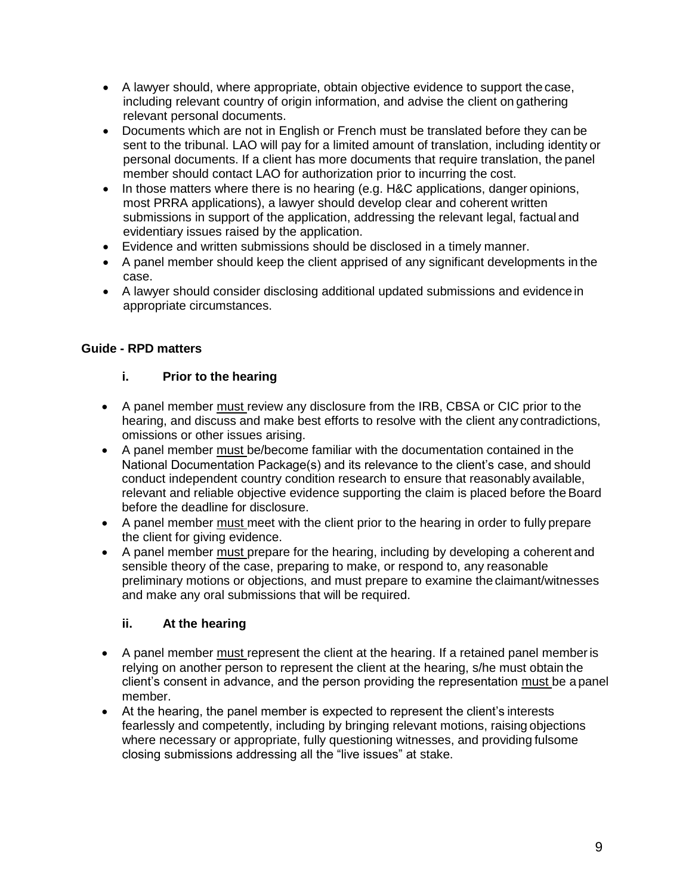- A lawyer should, where appropriate, obtain objective evidence to support the case, including relevant country of origin information, and advise the client on gathering relevant personal documents.
- Documents which are not in English or French must be translated before they can be sent to the tribunal. LAO will pay for a limited amount of translation, including identity or personal documents. If a client has more documents that require translation, the panel member should contact LAO for authorization prior to incurring the cost.
- In those matters where there is no hearing (e.g. H&C applications, danger opinions, most PRRA applications), a lawyer should develop clear and coherent written submissions in support of the application, addressing the relevant legal, factual and evidentiary issues raised by the application.
- Evidence and written submissions should be disclosed in a timely manner.
- A panel member should keep the client apprised of any significant developments in the case.
- A lawyer should consider disclosing additional updated submissions and evidence in appropriate circumstances.

**Guide - RPD matters**

### i. Prior to the hearing

- A panel member <u>must</u> review any disclosure from the IRB, CBSA or CIC prior to the hearing, and discuss and make best efforts to resolve with the client any contradictions, omissions or other issues arising.
- A panel member <u>must</u> be/become familiar with the documentation contained in the National Documentation Package(s) and its relevance to the client's case, and should conduct independent country condition research to ensure that reasonably available, relevant and reliable objective evidence supporting the claim is placed before the Board before the deadline for disclosure.
- A panel member <u>must</u> meet with the client prior to the hearing in order to fully prepare the client for giving evidence.
- A panel member <u>must</u> prepare for the hearing, including by developing a coherent and sensible theory of the case, preparing to make, or respond to, any reasonable preliminary motions or objections, and must prepare to examine the claimant/witnesses and make any oral submissions that will be required.

### ii. At the hearing

- A panel member <u>must</u> represent the client at the hearing. If a retained panel member is relying on another person to represent the client at the hearing, s/he must obtain the client's consent in advance, and the person providing the representation <u>must</u> be a panel member.
- At the hearing, the panel member is expected to represent the client's interests fearlessly and competently, including by bringing relevant motions, raising objections where necessary or appropriate, fully questioning witnesses, and providing fulsome closing submissions addressing all the "live issues" at stake.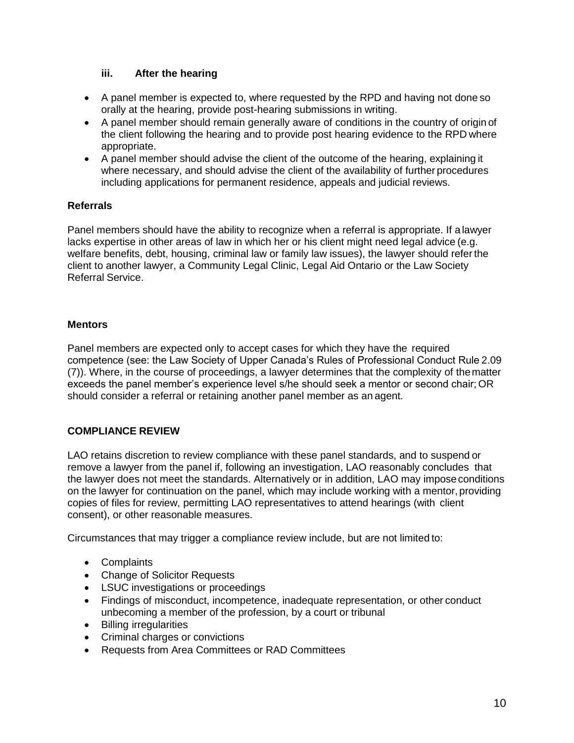### iii. After the hearing

- A panel member is expected to, where requested by the RPD and having not done so orally at the hearing, provide post-hearing submissions in writing.
- A panel member should remain generally aware of conditions in the country of origin of the client following the hearing and to provide post hearing evidence to the RPD where appropriate.
- A panel member should advise the client of the outcome of the hearing, explaining it where necessary, and should advise the client of the availability of further procedures including applications for permanent residence, appeals and judicial reviews.

## Referrals

Panel members should have the ability to recognize when a referral is appropriate. If a lawyer lacks expertise in other areas of law in which her or his client might need legal advice (e.g. welfare benefits, debt, housing, criminal law or family law issues), the lawyer should refer the client to another lawyer, a Community Legal Clinic, Legal Aid Ontario or the Law Society Referral Service.

## Mentors

Panel members are expected only to accept cases for which they have the required competence (see: the Law Society of Upper Canada's Rules of Professional Conduct Rule 2.09 (7)). Where, in the course of proceedings, a lawyer determines that the complexity of the matter exceeds the panel member's experience level s/he should seek a mentor or second chair; OR should consider a referral or retaining another panel member as an agent.

## COMPLIANCE REVIEW

LAO retains discretion to review compliance with these panel standards, and to suspend or remove a lawyer from the panel if, following an investigation, LAO reasonably concludes that the lawyer does not meet the standards. Alternatively or in addition, LAO may impose conditions on the lawyer for continuation on the panel, which may include working with a mentor, providing copies of files for review, permitting LAO representatives to attend hearings (with client consent), or other reasonable measures.

Circumstances that may trigger a compliance review include, but are not limited to:

- Complaints
- Change of Solicitor Requests
- LSUC investigations or proceedings
- Findings of misconduct, incompetence, inadequate representation, or other conduct unbecoming a member of the profession, by a court or tribunal
- Billing irregularities
- Criminal charges or convictions
- Requests from Area Committees or RAD Committees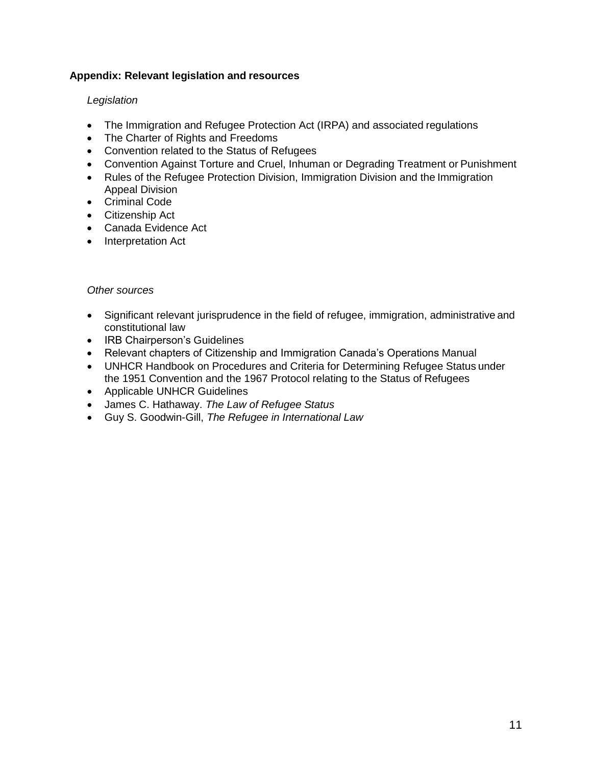**Appendix: Relevant legislation and resources**

*Legislation*

- The Immigration and Refugee Protection Act (IRPA) and associated regulations
- The Charter of Rights and Freedoms
- Convention related to the Status of Refugees
- Convention Against Torture and Cruel, Inhuman or Degrading Treatment or Punishment
- Rules of the Refugee Protection Division, Immigration Division and the Immigration Appeal Division
- Criminal Code
- Citizenship Act
- Canada Evidence Act
- Interpretation Act

*Other sources*

- Significant relevant jurisprudence in the field of refugee, immigration, administrative and constitutional law
- IRB Chairperson's Guidelines
- Relevant chapters of Citizenship and Immigration Canada's Operations Manual
- UNHCR Handbook on Procedures and Criteria for Determining Refugee Status under the 1951 Convention and the 1967 Protocol relating to the Status of Refugees
- Applicable UNHCR Guidelines
- James C. Hathaway. *The Law of Refugee Status*
- Guy S. Goodwin-Gill, *The Refugee in International Law*